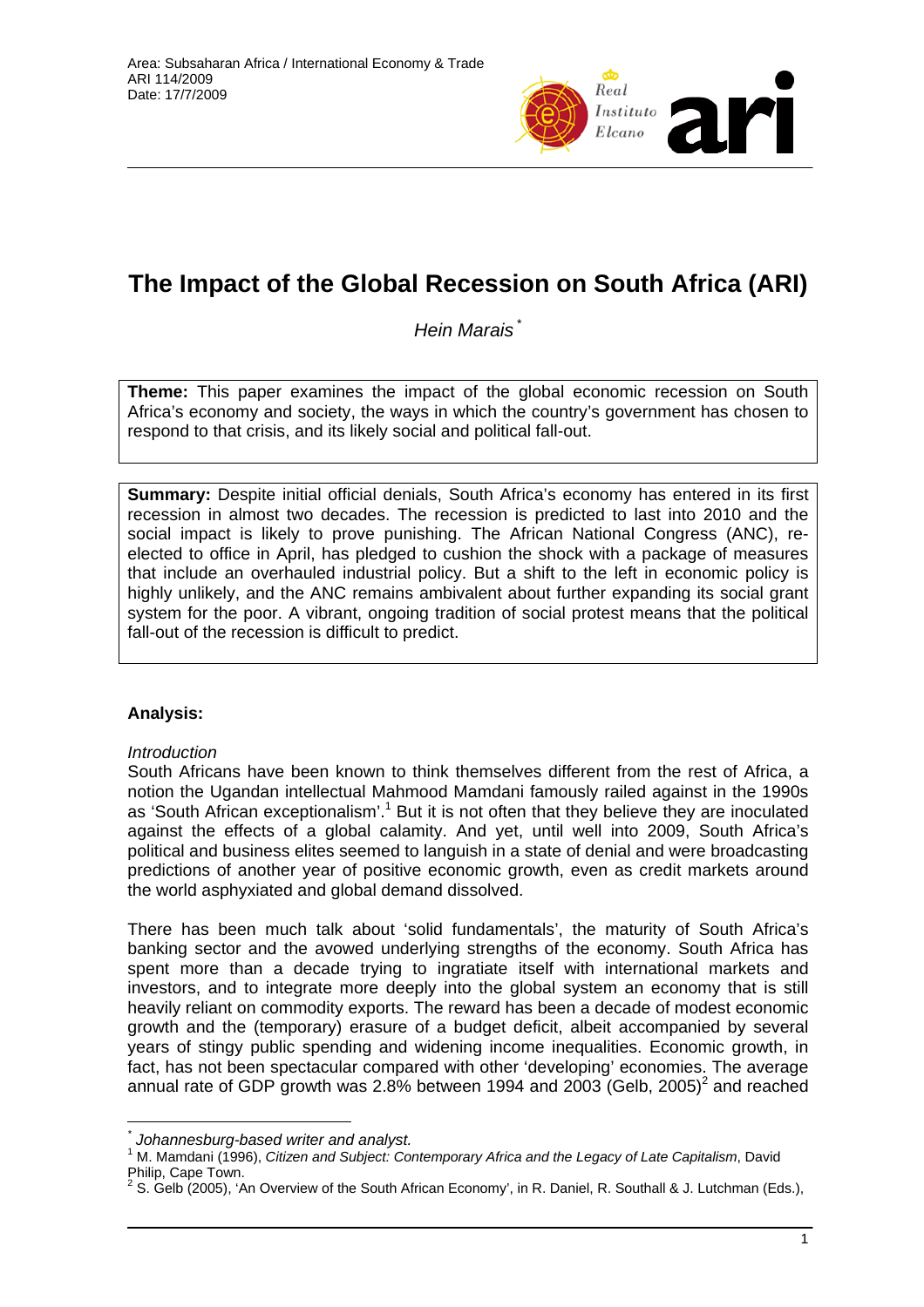Area: Subsaharan Africa / International Economy & Trade
ARI 114/2009
Date: 17/7/2009

# The Impact of the Global Recession on South Africa (ARI)

*Hein Marais* [*]

**Theme:** This paper examines the impact of the global economic recession on South Africa's economy and society, the ways in which the country's government has chosen to respond to that crisis, and its likely social and political fall-out.

**Summary:** Despite initial official denials, South Africa's economy has entered in its first recession in almost two decades. The recession is predicted to last into 2010 and the social impact is likely to prove punishing. The African National Congress (ANC), re-elected to office in April, has pledged to cushion the shock with a package of measures that include an overhauled industrial policy. But a shift to the left in economic policy is highly unlikely, and the ANC remains ambivalent about further expanding its social grant system for the poor. A vibrant, ongoing tradition of social protest means that the political fall-out of the recession is difficult to predict.

## Analysis:

*Introduction*

South Africans have been known to think themselves different from the rest of Africa, a notion the Ugandan intellectual Mahmood Mamdani famously railed against in the 1990s as 'South African exceptionalism'.[1] But it is not often that they believe they are inoculated against the effects of a global calamity. And yet, until well into 2009, South Africa's political and business elites seemed to languish in a state of denial and were broadcasting predictions of another year of positive economic growth, even as credit markets around the world asphyxiated and global demand dissolved.

There has been much talk about 'solid fundamentals', the maturity of South Africa's banking sector and the avowed underlying strengths of the economy. South Africa has spent more than a decade trying to ingratiate itself with international markets and investors, and to integrate more deeply into the global system an economy that is still heavily reliant on commodity exports. The reward has been a decade of modest economic growth and the (temporary) erasure of a budget deficit, albeit accompanied by several years of stingy public spending and widening income inequalities. Economic growth, in fact, has not been spectacular compared with other 'developing' economies. The average annual rate of GDP growth was 2.8% between 1994 and 2003 (Gelb, 2005)[2] and reached

---

[*] *Johannesburg-based writer and analyst.*

[1] M. Mamdani (1996), *Citizen and Subject: Contemporary Africa and the Legacy of Late Capitalism*, David Philip, Cape Town.

[2] S. Gelb (2005), 'An Overview of the South African Economy', in R. Daniel, R. Southall & J. Lutchman (Eds.),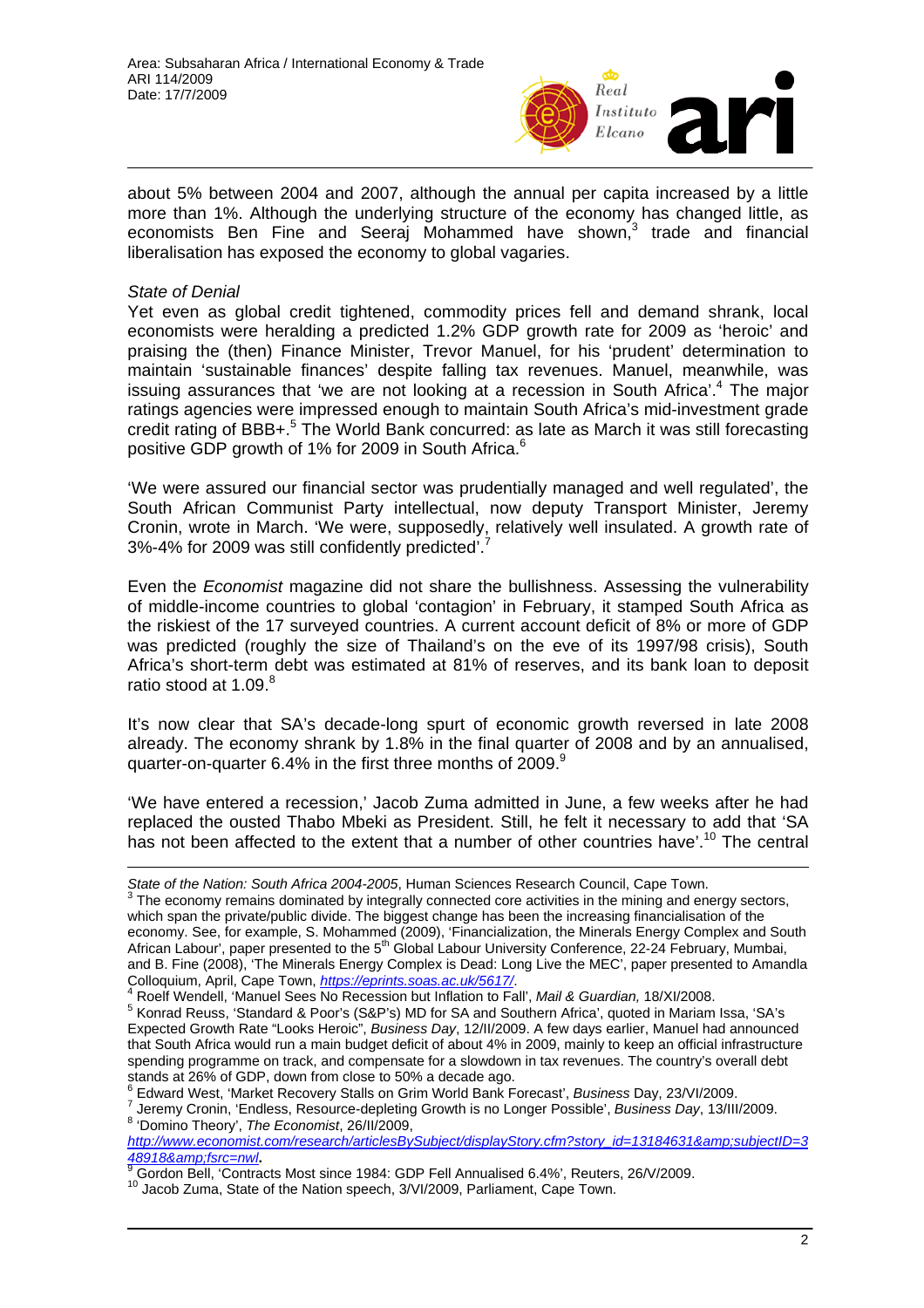about 5% between 2004 and 2007, although the annual per capita increased by a little more than 1%. Although the underlying structure of the economy has changed little, as economists Ben Fine and Seeraj Mohammed have shown,[3] trade and financial liberalisation has exposed the economy to global vagaries.

*State of Denial*

Yet even as global credit tightened, commodity prices fell and demand shrank, local economists were heralding a predicted 1.2% GDP growth rate for 2009 as 'heroic' and praising the (then) Finance Minister, Trevor Manuel, for his 'prudent' determination to maintain 'sustainable finances' despite falling tax revenues. Manuel, meanwhile, was issuing assurances that 'we are not looking at a recession in South Africa'.[4] The major ratings agencies were impressed enough to maintain South Africa's mid-investment grade credit rating of BBB+.[5] The World Bank concurred: as late as March it was still forecasting positive GDP growth of 1% for 2009 in South Africa.[6]

'We were assured our financial sector was prudentially managed and well regulated', the South African Communist Party intellectual, now deputy Transport Minister, Jeremy Cronin, wrote in March. 'We were, supposedly, relatively well insulated. A growth rate of 3%-4% for 2009 was still confidently predicted'.[7]

Even the *Economist* magazine did not share the bullishness. Assessing the vulnerability of middle-income countries to global 'contagion' in February, it stamped South Africa as the riskiest of the 17 surveyed countries. A current account deficit of 8% or more of GDP was predicted (roughly the size of Thailand's on the eve of its 1997/98 crisis), South Africa's short-term debt was estimated at 81% of reserves, and its bank loan to deposit ratio stood at 1.09.[8]

It's now clear that SA's decade-long spurt of economic growth reversed in late 2008 already. The economy shrank by 1.8% in the final quarter of 2008 and by an annualised, quarter-on-quarter 6.4% in the first three months of 2009.[9]

'We have entered a recession,' Jacob Zuma admitted in June, a few weeks after he had replaced the ousted Thabo Mbeki as President. Still, he felt it necessary to add that 'SA has not been affected to the extent that a number of other countries have'.[10] The central

---

*State of the Nation: South Africa 2004-2005*, Human Sciences Research Council, Cape Town.

[3] The economy remains dominated by integrally connected core activities in the mining and energy sectors, which span the private/public divide. The biggest change has been the increasing financialisation of the economy. See, for example, S. Mohammed (2009), 'Financialization, the Minerals Energy Complex and South African Labour', paper presented to the 5th Global Labour University Conference, 22-24 February, Mumbai, and B. Fine (2008), 'The Minerals Energy Complex is Dead: Long Live the MEC', paper presented to Amandla Colloquium, April, Cape Town, *https://eprints.soas.ac.uk/5617/*.

[4] Roelf Wendell, 'Manuel Sees No Recession but Inflation to Fall', *Mail & Guardian,* 18/XI/2008.

[5] Konrad Reuss, 'Standard & Poor's (S&P's) MD for SA and Southern Africa', quoted in Mariam Issa, 'SA's Expected Growth Rate "Looks Heroic", *Business Day*, 12/II/2009. A few days earlier, Manuel had announced that South Africa would run a main budget deficit of about 4% in 2009, mainly to keep an official infrastructure spending programme on track, and compensate for a slowdown in tax revenues. The country's overall debt stands at 26% of GDP, down from close to 50% a decade ago.

[6] Edward West, 'Market Recovery Stalls on Grim World Bank Forecast', *Business* Day, 23/VI/2009.

[7] Jeremy Cronin, 'Endless, Resource-depleting Growth is no Longer Possible', *Business Day*, 13/III/2009.

[8] 'Domino Theory', *The Economist*, 26/II/2009, *http://www.economist.com/research/articlesBySubject/displayStory.cfm?story_id=13184631&amp;subjectID=348918&amp;fsrc=nwl*.

[9] Gordon Bell, 'Contracts Most since 1984: GDP Fell Annualised 6.4%', Reuters, 26/V/2009.

[10] Jacob Zuma, State of the Nation speech, 3/VI/2009, Parliament, Cape Town.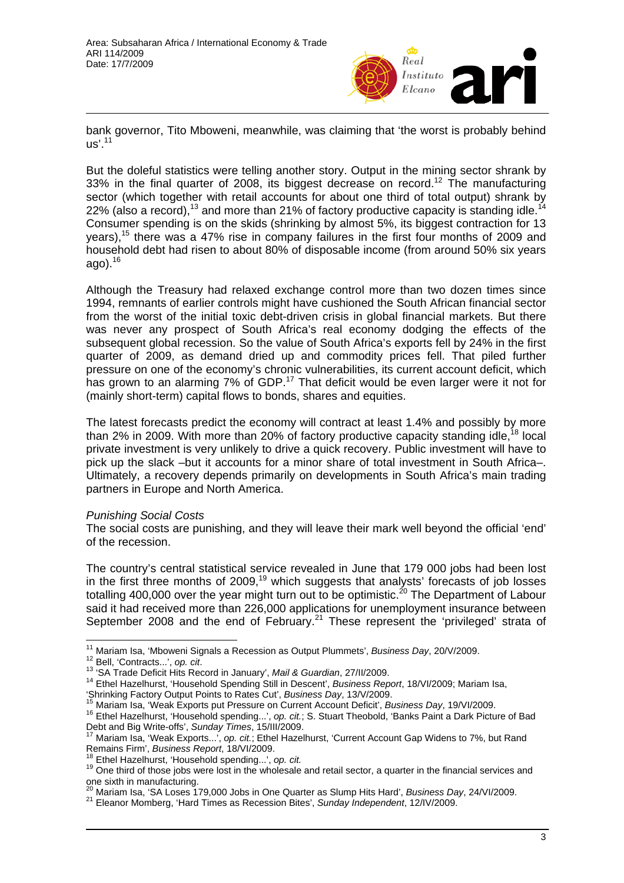bank governor, Tito Mboweni, meanwhile, was claiming that 'the worst is probably behind us'.[11]

But the doleful statistics were telling another story. Output in the mining sector shrank by 33% in the final quarter of 2008, its biggest decrease on record.[12] The manufacturing sector (which together with retail accounts for about one third of total output) shrank by 22% (also a record),[13] and more than 21% of factory productive capacity is standing idle.[14] Consumer spending is on the skids (shrinking by almost 5%, its biggest contraction for 13 years),[15] there was a 47% rise in company failures in the first four months of 2009 and household debt had risen to about 80% of disposable income (from around 50% six years ago).[16]

Although the Treasury had relaxed exchange control more than two dozen times since 1994, remnants of earlier controls might have cushioned the South African financial sector from the worst of the initial toxic debt-driven crisis in global financial markets. But there was never any prospect of South Africa's real economy dodging the effects of the subsequent global recession. So the value of South Africa's exports fell by 24% in the first quarter of 2009, as demand dried up and commodity prices fell. That piled further pressure on one of the economy's chronic vulnerabilities, its current account deficit, which has grown to an alarming 7% of GDP.[17] That deficit would be even larger were it not for (mainly short-term) capital flows to bonds, shares and equities.

The latest forecasts predict the economy will contract at least 1.4% and possibly by more than 2% in 2009. With more than 20% of factory productive capacity standing idle,[18] local private investment is very unlikely to drive a quick recovery. Public investment will have to pick up the slack –but it accounts for a minor share of total investment in South Africa–. Ultimately, a recovery depends primarily on developments in South Africa's main trading partners in Europe and North America.

*Punishing Social Costs*

The social costs are punishing, and they will leave their mark well beyond the official 'end' of the recession.

The country's central statistical service revealed in June that 179 000 jobs had been lost in the first three months of 2009,[19] which suggests that analysts' forecasts of job losses totalling 400,000 over the year might turn out to be optimistic.[20] The Department of Labour said it had received more than 226,000 applications for unemployment insurance between September 2008 and the end of February.[21] These represent the 'privileged' strata of

---

[11] Mariam Isa, 'Mboweni Signals a Recession as Output Plummets', *Business Day*, 20/V/2009.

[12] Bell, 'Contracts...', *op. cit*.

[13] 'SA Trade Deficit Hits Record in January', *Mail & Guardian*, 27/II/2009.

[14] Ethel Hazelhurst, 'Household Spending Still in Descent', *Business Report*, 18/VI/2009; Mariam Isa, 'Shrinking Factory Output Points to Rates Cut', *Business Day*, 13/V/2009.

[15] Mariam Isa, 'Weak Exports put Pressure on Current Account Deficit', *Business Day*, 19/VI/2009.

[16] Ethel Hazelhurst, 'Household spending...', *op. cit.*; S. Stuart Theobold, 'Banks Paint a Dark Picture of Bad Debt and Big Write-offs', *Sunday Times*, 15/III/2009.

[17] Mariam Isa, 'Weak Exports...', *op. cit.*; Ethel Hazelhurst, 'Current Account Gap Widens to 7%, but Rand Remains Firm', *Business Report*, 18/VI/2009.

[18] Ethel Hazelhurst, 'Household spending...', *op. cit.*

[19] One third of those jobs were lost in the wholesale and retail sector, a quarter in the financial services and one sixth in manufacturing.

[20] Mariam Isa, 'SA Loses 179,000 Jobs in One Quarter as Slump Hits Hard', *Business Day*, 24/VI/2009.

[21] Eleanor Momberg, 'Hard Times as Recession Bites', *Sunday Independent*, 12/IV/2009.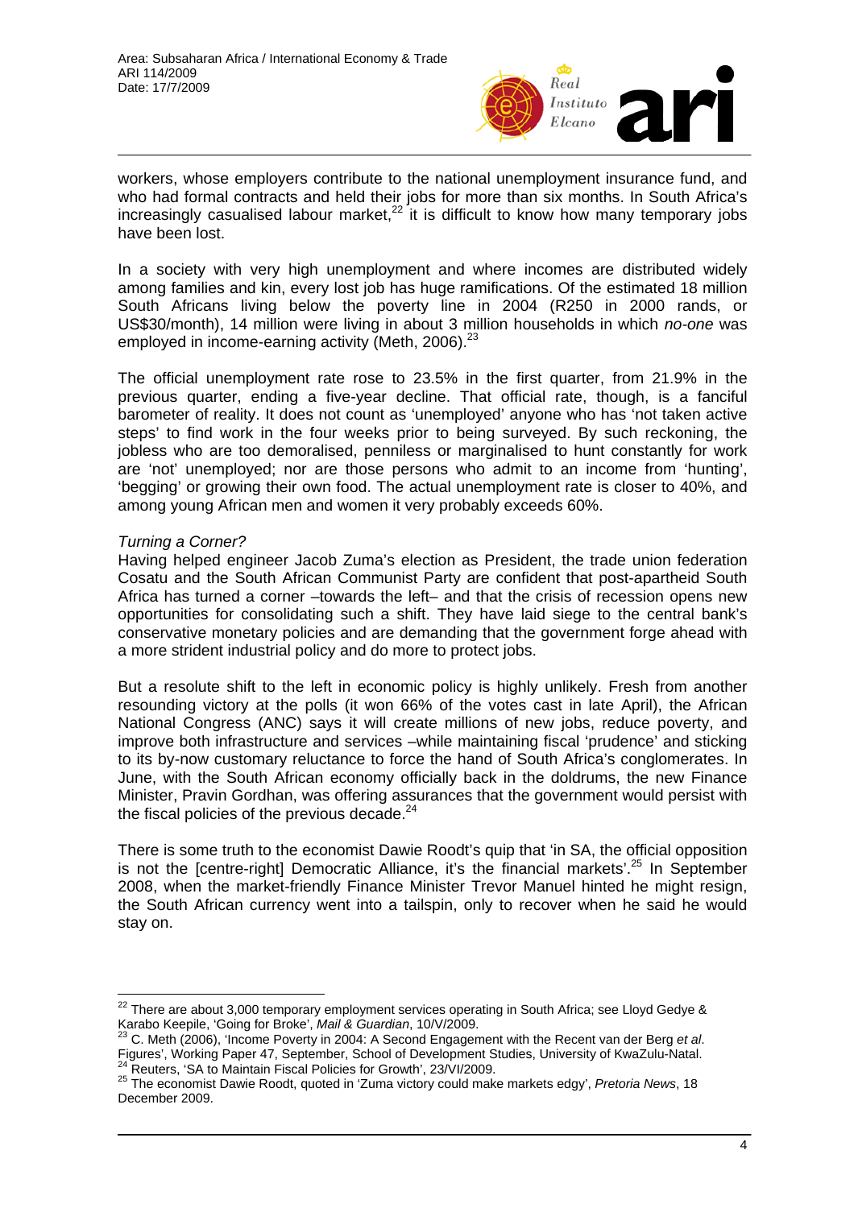workers, whose employers contribute to the national unemployment insurance fund, and who had formal contracts and held their jobs for more than six months. In South Africa's increasingly casualised labour market,[22] it is difficult to know how many temporary jobs have been lost.

In a society with very high unemployment and where incomes are distributed widely among families and kin, every lost job has huge ramifications. Of the estimated 18 million South Africans living below the poverty line in 2004 (R250 in 2000 rands, or US$30/month), 14 million were living in about 3 million households in which *no-one* was employed in income-earning activity (Meth, 2006).[23]

The official unemployment rate rose to 23.5% in the first quarter, from 21.9% in the previous quarter, ending a five-year decline. That official rate, though, is a fanciful barometer of reality. It does not count as 'unemployed' anyone who has 'not taken active steps' to find work in the four weeks prior to being surveyed. By such reckoning, the jobless who are too demoralised, penniless or marginalised to hunt constantly for work are 'not' unemployed; nor are those persons who admit to an income from 'hunting', 'begging' or growing their own food. The actual unemployment rate is closer to 40%, and among young African men and women it very probably exceeds 60%.

*Turning a Corner?*

Having helped engineer Jacob Zuma's election as President, the trade union federation Cosatu and the South African Communist Party are confident that post-apartheid South Africa has turned a corner –towards the left– and that the crisis of recession opens new opportunities for consolidating such a shift. They have laid siege to the central bank's conservative monetary policies and are demanding that the government forge ahead with a more strident industrial policy and do more to protect jobs.

But a resolute shift to the left in economic policy is highly unlikely. Fresh from another resounding victory at the polls (it won 66% of the votes cast in late April), the African National Congress (ANC) says it will create millions of new jobs, reduce poverty, and improve both infrastructure and services –while maintaining fiscal 'prudence' and sticking to its by-now customary reluctance to force the hand of South Africa's conglomerates. In June, with the South African economy officially back in the doldrums, the new Finance Minister, Pravin Gordhan, was offering assurances that the government would persist with the fiscal policies of the previous decade.[24]

There is some truth to the economist Dawie Roodt's quip that 'in SA, the official opposition is not the [centre-right] Democratic Alliance, it's the financial markets'.[25] In September 2008, when the market-friendly Finance Minister Trevor Manuel hinted he might resign, the South African currency went into a tailspin, only to recover when he said he would stay on.

---

[22] There are about 3,000 temporary employment services operating in South Africa; see Lloyd Gedye & Karabo Keepile, 'Going for Broke', *Mail & Guardian*, 10/V/2009.

[23] C. Meth (2006), 'Income Poverty in 2004: A Second Engagement with the Recent van der Berg *et al*. Figures', Working Paper 47, September, School of Development Studies, University of KwaZulu-Natal.

[24] Reuters, 'SA to Maintain Fiscal Policies for Growth', 23/VI/2009.

[25] The economist Dawie Roodt, quoted in 'Zuma victory could make markets edgy', *Pretoria News*, 18 December 2009.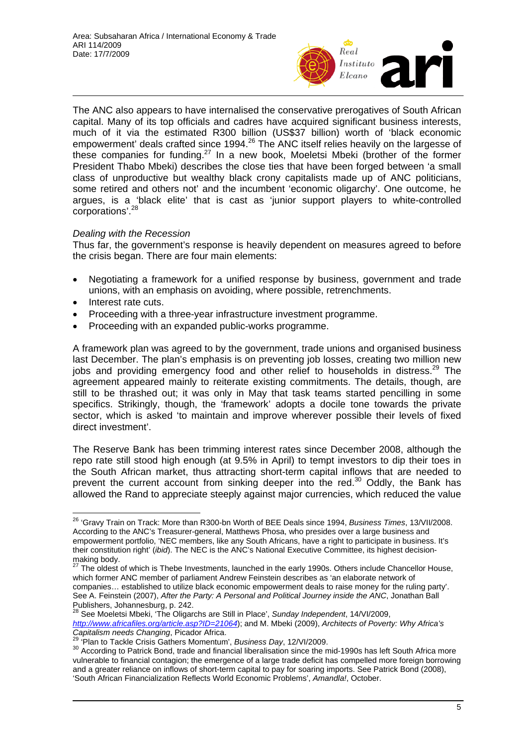The ANC also appears to have internalised the conservative prerogatives of South African capital. Many of its top officials and cadres have acquired significant business interests, much of it via the estimated R300 billion (US$37 billion) worth of 'black economic empowerment' deals crafted since 1994.[26] The ANC itself relies heavily on the largesse of these companies for funding.[27] In a new book, Moeletsi Mbeki (brother of the former President Thabo Mbeki) describes the close ties that have been forged between 'a small class of unproductive but wealthy black crony capitalists made up of ANC politicians, some retired and others not' and the incumbent 'economic oligarchy'. One outcome, he argues, is a 'black elite' that is cast as 'junior support players to white-controlled corporations'.[28]

*Dealing with the Recession*

Thus far, the government's response is heavily dependent on measures agreed to before the crisis began. There are four main elements:

- Negotiating a framework for a unified response by business, government and trade unions, with an emphasis on avoiding, where possible, retrenchments.
- Interest rate cuts.
- Proceeding with a three-year infrastructure investment programme.
- Proceeding with an expanded public-works programme.

A framework plan was agreed to by the government, trade unions and organised business last December. The plan's emphasis is on preventing job losses, creating two million new jobs and providing emergency food and other relief to households in distress.[29] The agreement appeared mainly to reiterate existing commitments. The details, though, are still to be thrashed out; it was only in May that task teams started pencilling in some specifics. Strikingly, though, the 'framework' adopts a docile tone towards the private sector, which is asked 'to maintain and improve wherever possible their levels of fixed direct investment'.

The Reserve Bank has been trimming interest rates since December 2008, although the repo rate still stood high enough (at 9.5% in April) to tempt investors to dip their toes in the South African market, thus attracting short-term capital inflows that are needed to prevent the current account from sinking deeper into the red.[30] Oddly, the Bank has allowed the Rand to appreciate steeply against major currencies, which reduced the value

---

[26] 'Gravy Train on Track: More than R300-bn Worth of BEE Deals since 1994, *Business Times*, 13/VII/2008. According to the ANC's Treasurer-general, Matthews Phosa, who presides over a large business and empowerment portfolio, 'NEC members, like any South Africans, have a right to participate in business. It's their constitution right' (*ibid*). The NEC is the ANC's National Executive Committee, its highest decision-making body.

[27] The oldest of which is Thebe Investments, launched in the early 1990s. Others include Chancellor House, which former ANC member of parliament Andrew Feinstein describes as 'an elaborate network of companies… established to utilize black economic empowerment deals to raise money for the ruling party'. See A. Feinstein (2007), *After the Party: A Personal and Political Journey inside the ANC*, Jonathan Ball Publishers, Johannesburg, p. 242.

[28] See Moeletsi Mbeki, 'The Oligarchs are Still in Place', *Sunday Independent*, 14/VI/2009, *http://www.africafiles.org/article.asp?ID=21064*); and M. Mbeki (2009), *Architects of Poverty: Why Africa's Capitalism needs Changing*, Picador Africa.

[29] 'Plan to Tackle Crisis Gathers Momentum', *Business Day*, 12/VI/2009.

[30] According to Patrick Bond, trade and financial liberalisation since the mid-1990s has left South Africa more vulnerable to financial contagion; the emergence of a large trade deficit has compelled more foreign borrowing and a greater reliance on inflows of short-term capital to pay for soaring imports. See Patrick Bond (2008), 'South African Financialization Reflects World Economic Problems', *Amandla!*, October.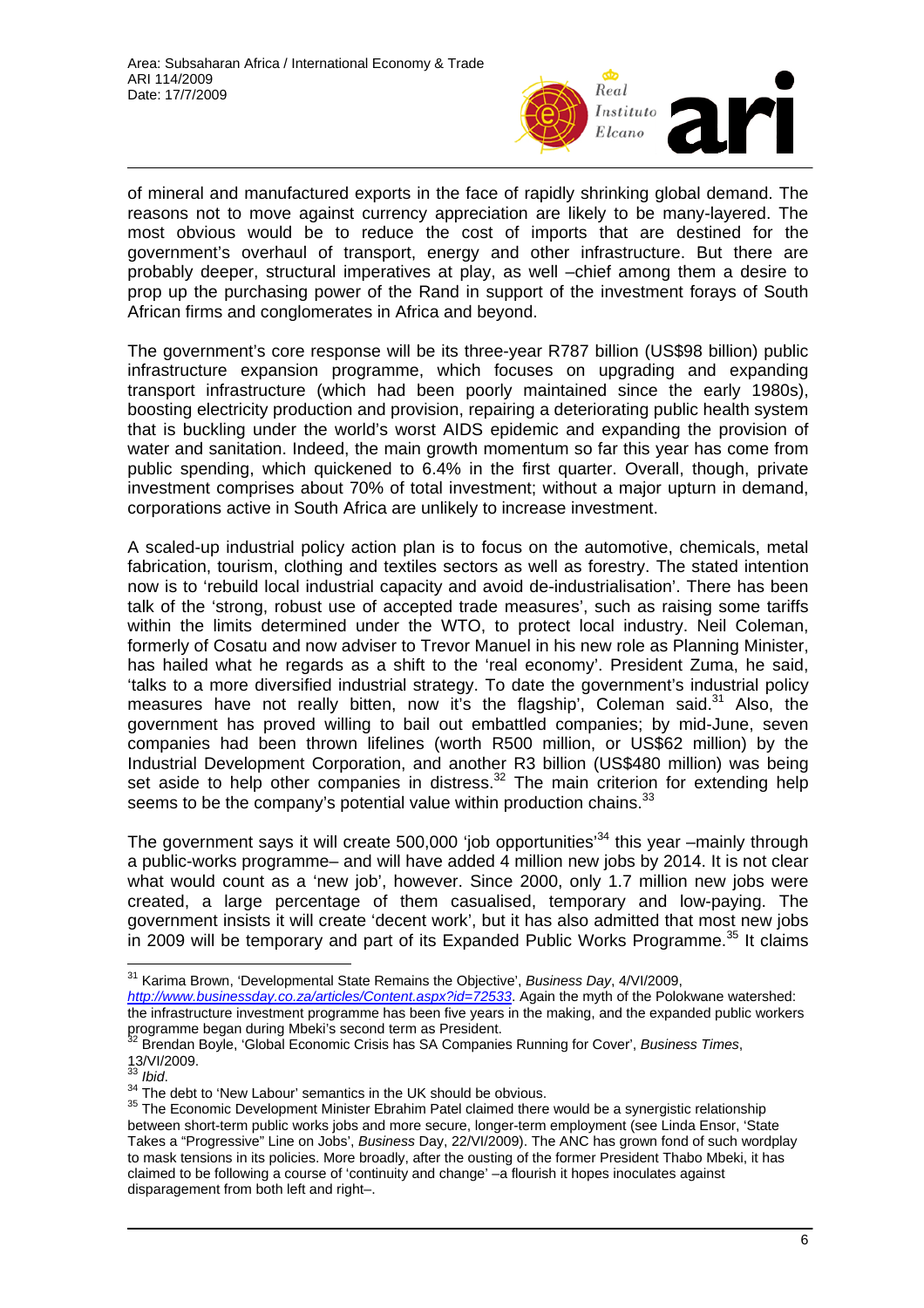of mineral and manufactured exports in the face of rapidly shrinking global demand. The reasons not to move against currency appreciation are likely to be many-layered. The most obvious would be to reduce the cost of imports that are destined for the government's overhaul of transport, energy and other infrastructure. But there are probably deeper, structural imperatives at play, as well –chief among them a desire to prop up the purchasing power of the Rand in support of the investment forays of South African firms and conglomerates in Africa and beyond.

The government's core response will be its three-year R787 billion (US$98 billion) public infrastructure expansion programme, which focuses on upgrading and expanding transport infrastructure (which had been poorly maintained since the early 1980s), boosting electricity production and provision, repairing a deteriorating public health system that is buckling under the world's worst AIDS epidemic and expanding the provision of water and sanitation. Indeed, the main growth momentum so far this year has come from public spending, which quickened to 6.4% in the first quarter. Overall, though, private investment comprises about 70% of total investment; without a major upturn in demand, corporations active in South Africa are unlikely to increase investment.

A scaled-up industrial policy action plan is to focus on the automotive, chemicals, metal fabrication, tourism, clothing and textiles sectors as well as forestry. The stated intention now is to 'rebuild local industrial capacity and avoid de-industrialisation'. There has been talk of the 'strong, robust use of accepted trade measures', such as raising some tariffs within the limits determined under the WTO, to protect local industry. Neil Coleman, formerly of Cosatu and now adviser to Trevor Manuel in his new role as Planning Minister, has hailed what he regards as a shift to the 'real economy'. President Zuma, he said, 'talks to a more diversified industrial strategy. To date the government's industrial policy measures have not really bitten, now it's the flagship', Coleman said.[31] Also, the government has proved willing to bail out embattled companies; by mid-June, seven companies had been thrown lifelines (worth R500 million, or US$62 million) by the Industrial Development Corporation, and another R3 billion (US$480 million) was being set aside to help other companies in distress.[32] The main criterion for extending help seems to be the company's potential value within production chains.[33]

The government says it will create 500,000 'job opportunities'[34] this year –mainly through a public-works programme– and will have added 4 million new jobs by 2014. It is not clear what would count as a 'new job', however. Since 2000, only 1.7 million new jobs were created, a large percentage of them casualised, temporary and low-paying. The government insists it will create 'decent work', but it has also admitted that most new jobs in 2009 will be temporary and part of its Expanded Public Works Programme.[35] It claims

---

[31] Karima Brown, 'Developmental State Remains the Objective', *Business Day*, 4/VI/2009, http://www.businessday.co.za/articles/Content.aspx?id=72533. Again the myth of the Polokwane watershed: the infrastructure investment programme has been five years in the making, and the expanded public workers programme began during Mbeki's second term as President.

[32] Brendan Boyle, 'Global Economic Crisis has SA Companies Running for Cover', *Business Times*, 13/VI/2009.

[33] *Ibid*.

[34] The debt to 'New Labour' semantics in the UK should be obvious.

[35] The Economic Development Minister Ebrahim Patel claimed there would be a synergistic relationship between short-term public works jobs and more secure, longer-term employment (see Linda Ensor, 'State Takes a "Progressive" Line on Jobs', *Business* Day, 22/VI/2009). The ANC has grown fond of such wordplay to mask tensions in its policies. More broadly, after the ousting of the former President Thabo Mbeki, it has claimed to be following a course of 'continuity and change' –a flourish it hopes inoculates against disparagement from both left and right–.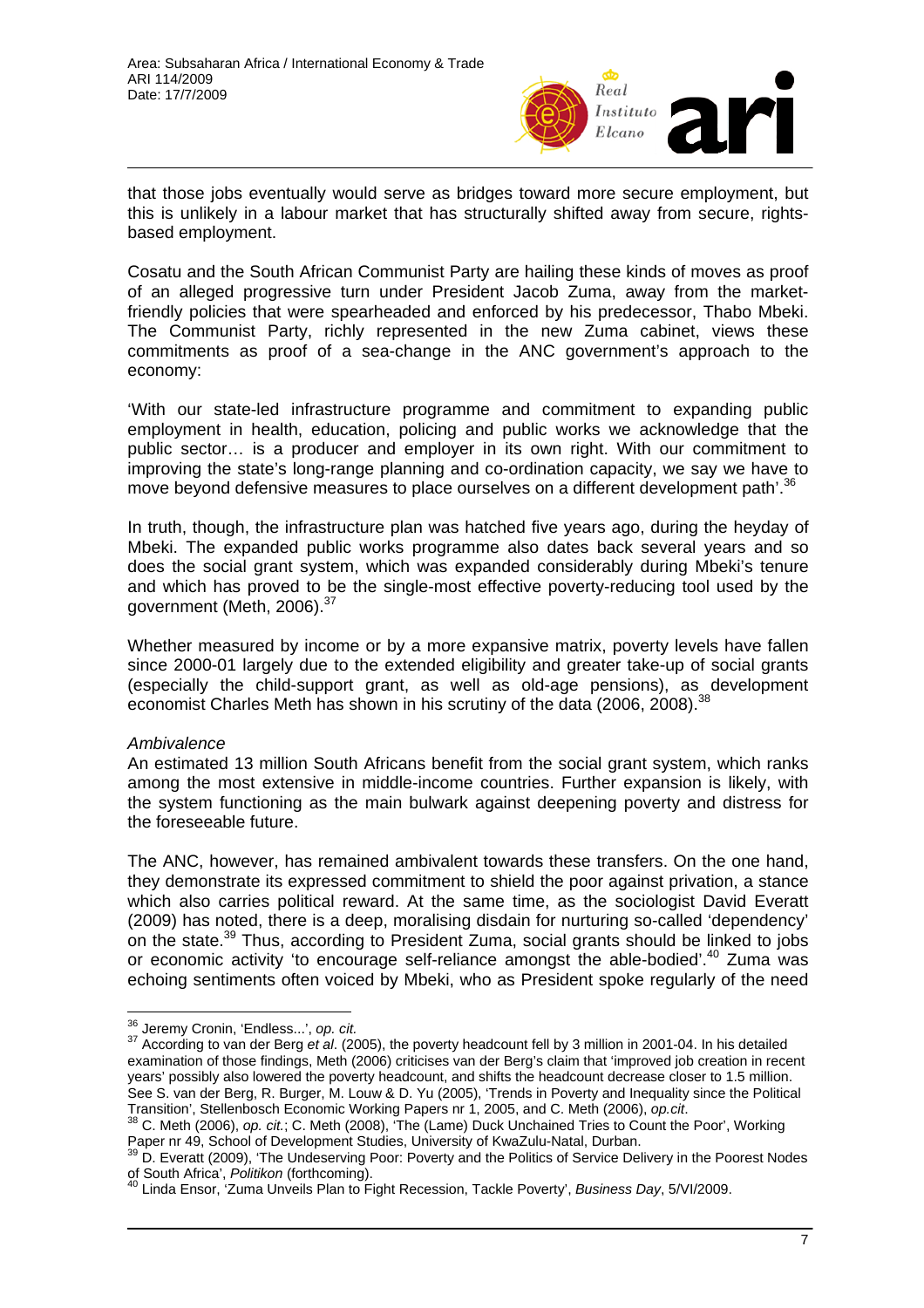that those jobs eventually would serve as bridges toward more secure employment, but this is unlikely in a labour market that has structurally shifted away from secure, rights-based employment.

Cosatu and the South African Communist Party are hailing these kinds of moves as proof of an alleged progressive turn under President Jacob Zuma, away from the market-friendly policies that were spearheaded and enforced by his predecessor, Thabo Mbeki. The Communist Party, richly represented in the new Zuma cabinet, views these commitments as proof of a sea-change in the ANC government's approach to the economy:

'With our state-led infrastructure programme and commitment to expanding public employment in health, education, policing and public works we acknowledge that the public sector… is a producer and employer in its own right. With our commitment to improving the state's long-range planning and co-ordination capacity, we say we have to move beyond defensive measures to place ourselves on a different development path'.[36]

In truth, though, the infrastructure plan was hatched five years ago, during the heyday of Mbeki. The expanded public works programme also dates back several years and so does the social grant system, which was expanded considerably during Mbeki's tenure and which has proved to be the single-most effective poverty-reducing tool used by the government (Meth, 2006).[37]

Whether measured by income or by a more expansive matrix, poverty levels have fallen since 2000-01 largely due to the extended eligibility and greater take-up of social grants (especially the child-support grant, as well as old-age pensions), as development economist Charles Meth has shown in his scrutiny of the data (2006, 2008).[38]

*Ambivalence*

An estimated 13 million South Africans benefit from the social grant system, which ranks among the most extensive in middle-income countries. Further expansion is likely, with the system functioning as the main bulwark against deepening poverty and distress for the foreseeable future.

The ANC, however, has remained ambivalent towards these transfers. On the one hand, they demonstrate its expressed commitment to shield the poor against privation, a stance which also carries political reward. At the same time, as the sociologist David Everatt (2009) has noted, there is a deep, moralising disdain for nurturing so-called 'dependency' on the state.[39] Thus, according to President Zuma, social grants should be linked to jobs or economic activity 'to encourage self-reliance amongst the able-bodied'.[40] Zuma was echoing sentiments often voiced by Mbeki, who as President spoke regularly of the need

---

[36] Jeremy Cronin, 'Endless...', *op. cit.*

[37] According to van der Berg *et al*. (2005), the poverty headcount fell by 3 million in 2001-04. In his detailed examination of those findings, Meth (2006) criticises van der Berg's claim that 'improved job creation in recent years' possibly also lowered the poverty headcount, and shifts the headcount decrease closer to 1.5 million. See S. van der Berg, R. Burger, M. Louw & D. Yu (2005), 'Trends in Poverty and Inequality since the Political Transition', Stellenbosch Economic Working Papers nr 1, 2005, and C. Meth (2006), *op.cit*.

[38] C. Meth (2006), *op. cit.*; C. Meth (2008), 'The (Lame) Duck Unchained Tries to Count the Poor', Working Paper nr 49, School of Development Studies, University of KwaZulu-Natal, Durban.

[39] D. Everatt (2009), 'The Undeserving Poor: Poverty and the Politics of Service Delivery in the Poorest Nodes of South Africa', *Politikon* (forthcoming).

[40] Linda Ensor, 'Zuma Unveils Plan to Fight Recession, Tackle Poverty', *Business Day*, 5/VI/2009.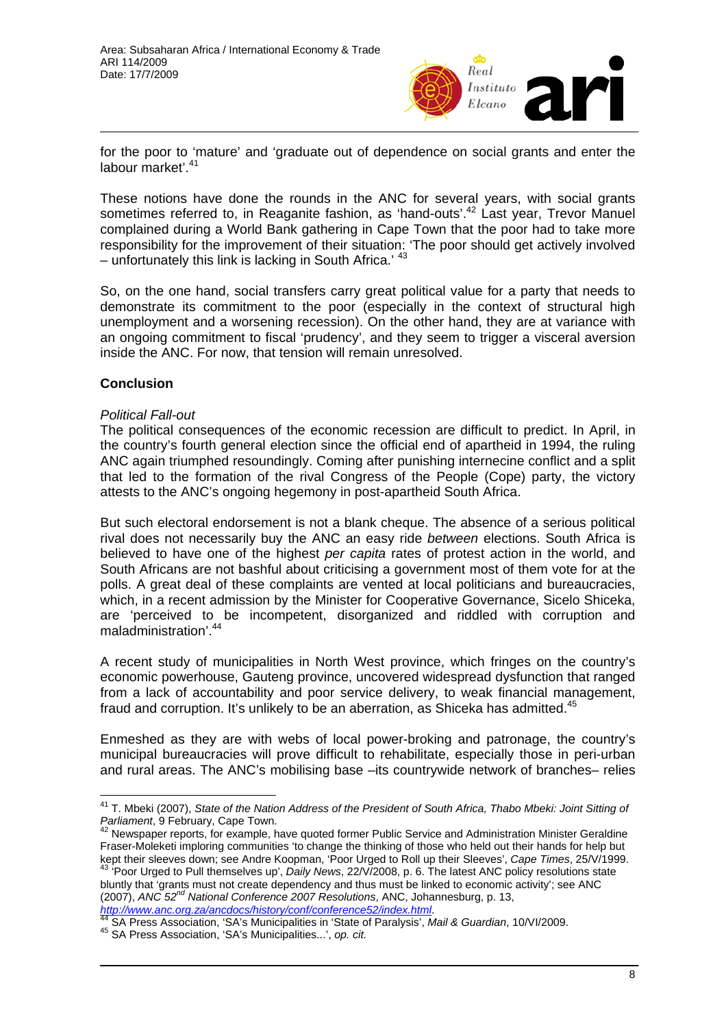for the poor to 'mature' and 'graduate out of dependence on social grants and enter the labour market'.[41]

These notions have done the rounds in the ANC for several years, with social grants sometimes referred to, in Reaganite fashion, as 'hand-outs'.[42] Last year, Trevor Manuel complained during a World Bank gathering in Cape Town that the poor had to take more responsibility for the improvement of their situation: 'The poor should get actively involved – unfortunately this link is lacking in South Africa.' [43]

So, on the one hand, social transfers carry great political value for a party that needs to demonstrate its commitment to the poor (especially in the context of structural high unemployment and a worsening recession). On the other hand, they are at variance with an ongoing commitment to fiscal 'prudency', and they seem to trigger a visceral aversion inside the ANC. For now, that tension will remain unresolved.

## Conclusion

### *Political Fall-out*

The political consequences of the economic recession are difficult to predict. In April, in the country's fourth general election since the official end of apartheid in 1994, the ruling ANC again triumphed resoundingly. Coming after punishing internecine conflict and a split that led to the formation of the rival Congress of the People (Cope) party, the victory attests to the ANC's ongoing hegemony in post-apartheid South Africa.

But such electoral endorsement is not a blank cheque. The absence of a serious political rival does not necessarily buy the ANC an easy ride *between* elections. South Africa is believed to have one of the highest *per capita* rates of protest action in the world, and South Africans are not bashful about criticising a government most of them vote for at the polls. A great deal of these complaints are vented at local politicians and bureaucracies, which, in a recent admission by the Minister for Cooperative Governance, Sicelo Shiceka, are 'perceived to be incompetent, disorganized and riddled with corruption and maladministration'.[44]

A recent study of municipalities in North West province, which fringes on the country's economic powerhouse, Gauteng province, uncovered widespread dysfunction that ranged from a lack of accountability and poor service delivery, to weak financial management, fraud and corruption. It's unlikely to be an aberration, as Shiceka has admitted.[45]

Enmeshed as they are with webs of local power-broking and patronage, the country's municipal bureaucracies will prove difficult to rehabilitate, especially those in peri-urban and rural areas. The ANC's mobilising base –its countrywide network of branches– relies

---

[41] T. Mbeki (2007), *State of the Nation Address of the President of South Africa, Thabo Mbeki: Joint Sitting of Parliament*, 9 February, Cape Town.

[42] Newspaper reports, for example, have quoted former Public Service and Administration Minister Geraldine Fraser-Moleketi imploring communities 'to change the thinking of those who held out their hands for help but kept their sleeves down; see Andre Koopman, 'Poor Urged to Roll up their Sleeves', *Cape Times*, 25/V/1999.

[43] 'Poor Urged to Pull themselves up', *Daily News*, 22/V/2008, p. 6. The latest ANC policy resolutions state bluntly that 'grants must not create dependency and thus must be linked to economic activity'; see ANC (2007), *ANC 52nd National Conference 2007 Resolutions*, ANC, Johannesburg, p. 13, *http://www.anc.org.za/ancdocs/history/conf/conference52/index.html*.

[44] SA Press Association, 'SA's Municipalities in 'State of Paralysis', *Mail & Guardian*, 10/VI/2009.

[45] SA Press Association, 'SA's Municipalities...', *op. cit.*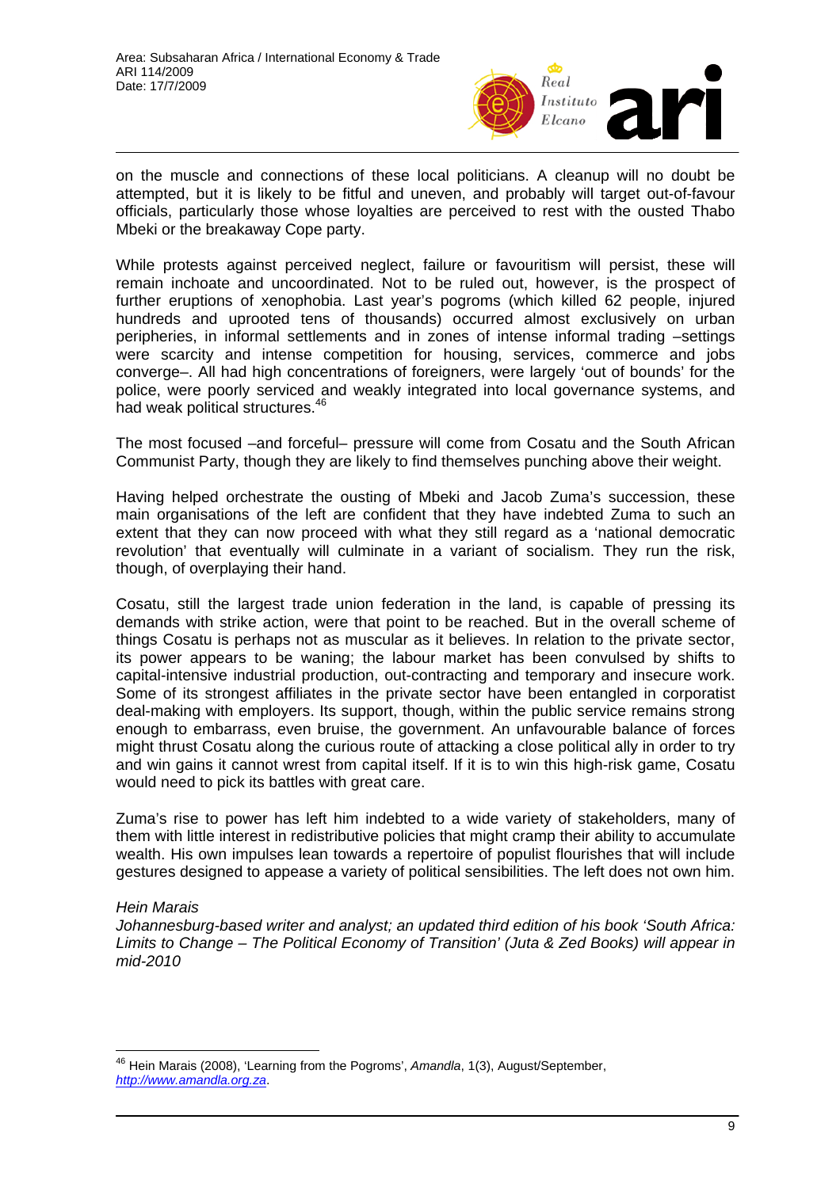on the muscle and connections of these local politicians. A cleanup will no doubt be attempted, but it is likely to be fitful and uneven, and probably will target out-of-favour officials, particularly those whose loyalties are perceived to rest with the ousted Thabo Mbeki or the breakaway Cope party.

While protests against perceived neglect, failure or favouritism will persist, these will remain inchoate and uncoordinated. Not to be ruled out, however, is the prospect of further eruptions of xenophobia. Last year's pogroms (which killed 62 people, injured hundreds and uprooted tens of thousands) occurred almost exclusively on urban peripheries, in informal settlements and in zones of intense informal trading –settings were scarcity and intense competition for housing, services, commerce and jobs converge–. All had high concentrations of foreigners, were largely 'out of bounds' for the police, were poorly serviced and weakly integrated into local governance systems, and had weak political structures.[46]

The most focused –and forceful– pressure will come from Cosatu and the South African Communist Party, though they are likely to find themselves punching above their weight.

Having helped orchestrate the ousting of Mbeki and Jacob Zuma's succession, these main organisations of the left are confident that they have indebted Zuma to such an extent that they can now proceed with what they still regard as a 'national democratic revolution' that eventually will culminate in a variant of socialism. They run the risk, though, of overplaying their hand.

Cosatu, still the largest trade union federation in the land, is capable of pressing its demands with strike action, were that point to be reached. But in the overall scheme of things Cosatu is perhaps not as muscular as it believes. In relation to the private sector, its power appears to be waning; the labour market has been convulsed by shifts to capital-intensive industrial production, out-contracting and temporary and insecure work. Some of its strongest affiliates in the private sector have been entangled in corporatist deal-making with employers. Its support, though, within the public service remains strong enough to embarrass, even bruise, the government. An unfavourable balance of forces might thrust Cosatu along the curious route of attacking a close political ally in order to try and win gains it cannot wrest from capital itself. If it is to win this high-risk game, Cosatu would need to pick its battles with great care.

Zuma's rise to power has left him indebted to a wide variety of stakeholders, many of them with little interest in redistributive policies that might cramp their ability to accumulate wealth. His own impulses lean towards a repertoire of populist flourishes that will include gestures designed to appease a variety of political sensibilities. The left does not own him.

*Hein Marais*
*Johannesburg-based writer and analyst; an updated third edition of his book 'South Africa: Limits to Change – The Political Economy of Transition' (Juta & Zed Books) will appear in mid-2010*

---

[46] Hein Marais (2008), 'Learning from the Pogroms', *Amandla*, 1(3), August/September, *http://www.amandla.org.za*.